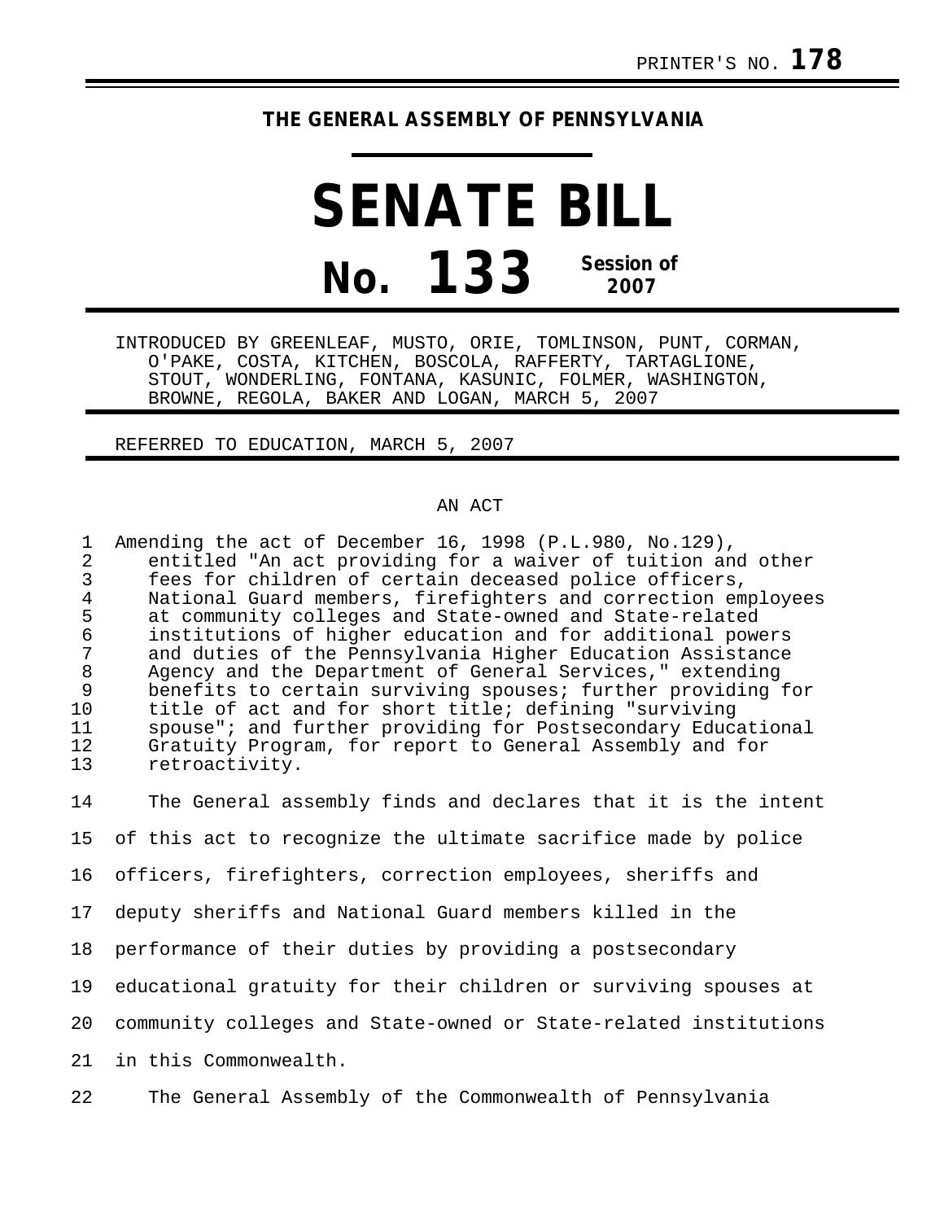PRINTER'S NO. **178**

**THE GENERAL ASSEMBLY OF PENNSYLVANIA**

# SENATE BILL

# No. 133 Session of 2007

INTRODUCED BY GREENLEAF, MUSTO, ORIE, TOMLINSON, PUNT, CORMAN, O'PAKE, COSTA, KITCHEN, BOSCOLA, RAFFERTY, TARTAGLIONE, STOUT, WONDERLING, FONTANA, KASUNIC, FOLMER, WASHINGTON, BROWNE, REGOLA, BAKER AND LOGAN, MARCH 5, 2007

REFERRED TO EDUCATION, MARCH 5, 2007

AN ACT

Amending the act of December 16, 1998 (P.L.980, No.129), entitled "An act providing for a waiver of tuition and other fees for children of certain deceased police officers, National Guard members, firefighters and correction employees at community colleges and State-owned and State-related institutions of higher education and for additional powers and duties of the Pennsylvania Higher Education Assistance Agency and the Department of General Services," extending benefits to certain surviving spouses; further providing for title of act and for short title; defining "surviving spouse"; and further providing for Postsecondary Educational Gratuity Program, for report to General Assembly and for retroactivity.

The General assembly finds and declares that it is the intent of this act to recognize the ultimate sacrifice made by police officers, firefighters, correction employees, sheriffs and deputy sheriffs and National Guard members killed in the performance of their duties by providing a postsecondary educational gratuity for their children or surviving spouses at community colleges and State-owned or State-related institutions in this Commonwealth.

The General Assembly of the Commonwealth of Pennsylvania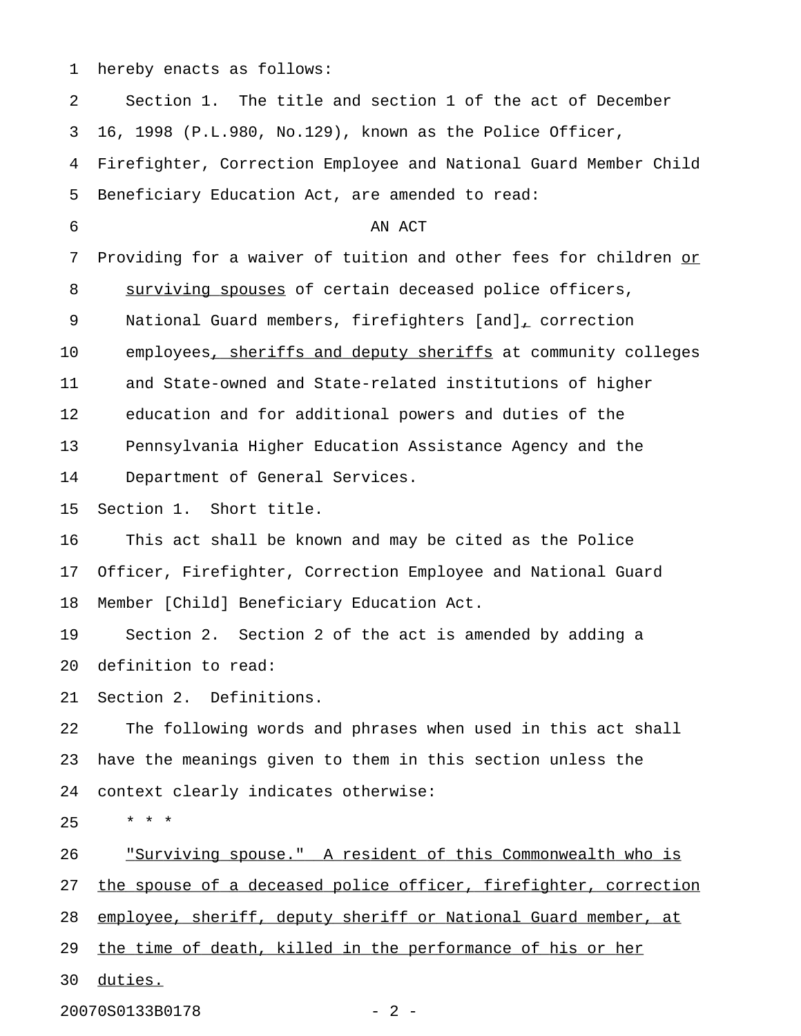hereby enacts as follows:

Section 1. The title and section 1 of the act of December 16, 1998 (P.L.980, No.129), known as the Police Officer, Firefighter, Correction Employee and National Guard Member Child Beneficiary Education Act, are amended to read:

AN ACT

Providing for a waiver of tuition and other fees for children <u>or surviving spouses</u> of certain deceased police officers, National Guard members, firefighters [and]<u>,</u> correction employees<u>, sheriffs and deputy sheriffs</u> at community colleges and State-owned and State-related institutions of higher education and for additional powers and duties of the Pennsylvania Higher Education Assistance Agency and the Department of General Services.

Section 1. Short title.

This act shall be known and may be cited as the Police Officer, Firefighter, Correction Employee and National Guard Member [Child] Beneficiary Education Act.

Section 2. Section 2 of the act is amended by adding a definition to read:

Section 2. Definitions.

The following words and phrases when used in this act shall have the meanings given to them in this section unless the context clearly indicates otherwise:

* * *

<u>"Surviving spouse." A resident of this Commonwealth who is the spouse of a deceased police officer, firefighter, correction employee, sheriff, deputy sheriff or National Guard member, at the time of death, killed in the performance of his or her duties.</u>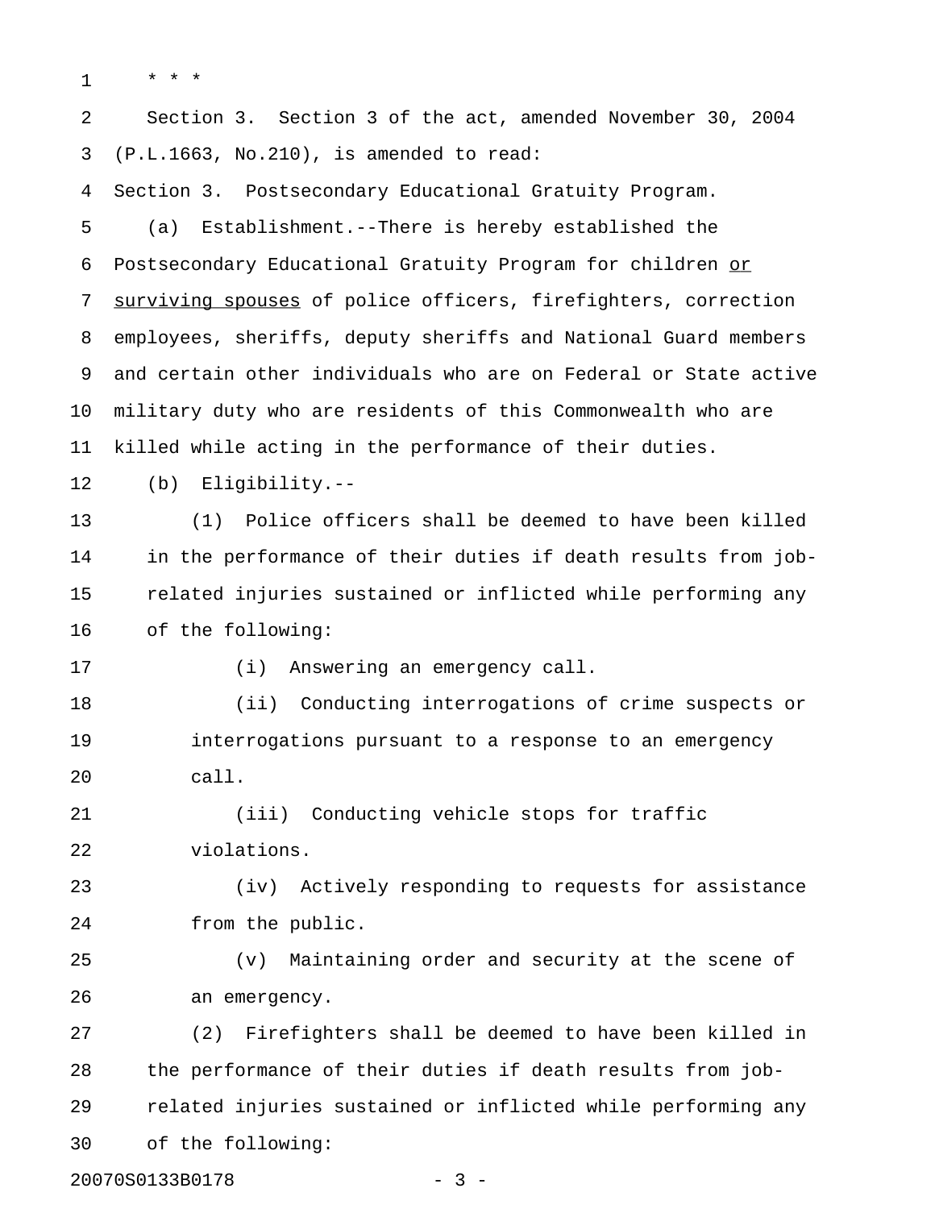* * *

Section 3. Section 3 of the act, amended November 30, 2004 (P.L.1663, No.210), is amended to read:

Section 3. Postsecondary Educational Gratuity Program.

(a) Establishment.--There is hereby established the Postsecondary Educational Gratuity Program for children <u>or surviving spouses</u> of police officers, firefighters, correction employees, sheriffs, deputy sheriffs and National Guard members and certain other individuals who are on Federal or State active military duty who are residents of this Commonwealth who are killed while acting in the performance of their duties.

(b) Eligibility.--

(1) Police officers shall be deemed to have been killed in the performance of their duties if death results from job-related injuries sustained or inflicted while performing any of the following:

(i) Answering an emergency call.

(ii) Conducting interrogations of crime suspects or interrogations pursuant to a response to an emergency call.

(iii) Conducting vehicle stops for traffic violations.

(iv) Actively responding to requests for assistance from the public.

(v) Maintaining order and security at the scene of an emergency.

(2) Firefighters shall be deemed to have been killed in the performance of their duties if death results from job-related injuries sustained or inflicted while performing any of the following: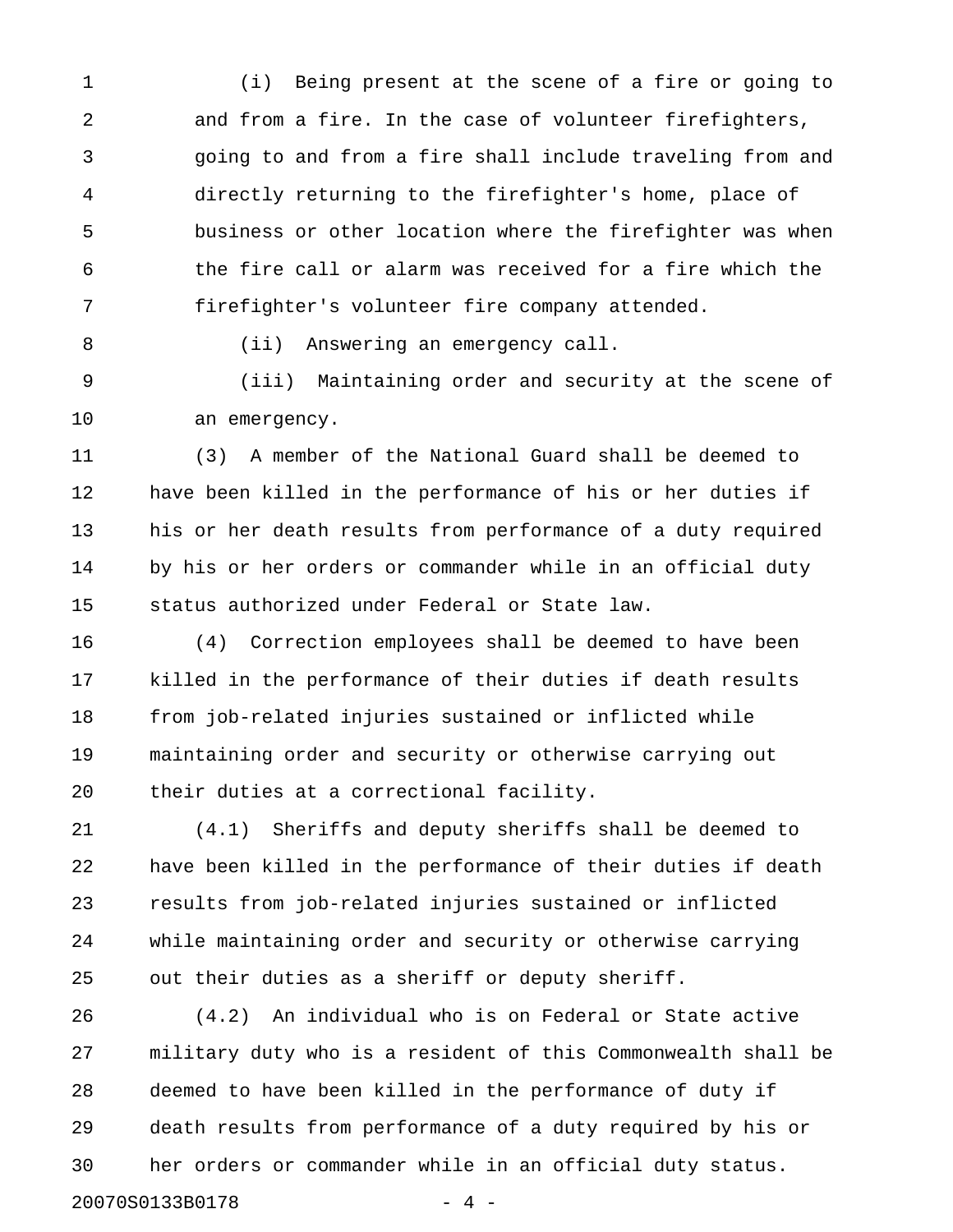(i) Being present at the scene of a fire or going to and from a fire. In the case of volunteer firefighters, going to and from a fire shall include traveling from and directly returning to the firefighter's home, place of business or other location where the firefighter was when the fire call or alarm was received for a fire which the firefighter's volunteer fire company attended.

(ii) Answering an emergency call.

(iii) Maintaining order and security at the scene of an emergency.

(3) A member of the National Guard shall be deemed to have been killed in the performance of his or her duties if his or her death results from performance of a duty required by his or her orders or commander while in an official duty status authorized under Federal or State law.

(4) Correction employees shall be deemed to have been killed in the performance of their duties if death results from job-related injuries sustained or inflicted while maintaining order and security or otherwise carrying out their duties at a correctional facility.

(4.1) Sheriffs and deputy sheriffs shall be deemed to have been killed in the performance of their duties if death results from job-related injuries sustained or inflicted while maintaining order and security or otherwise carrying out their duties as a sheriff or deputy sheriff.

(4.2) An individual who is on Federal or State active military duty who is a resident of this Commonwealth shall be deemed to have been killed in the performance of duty if death results from performance of a duty required by his or her orders or commander while in an official duty status.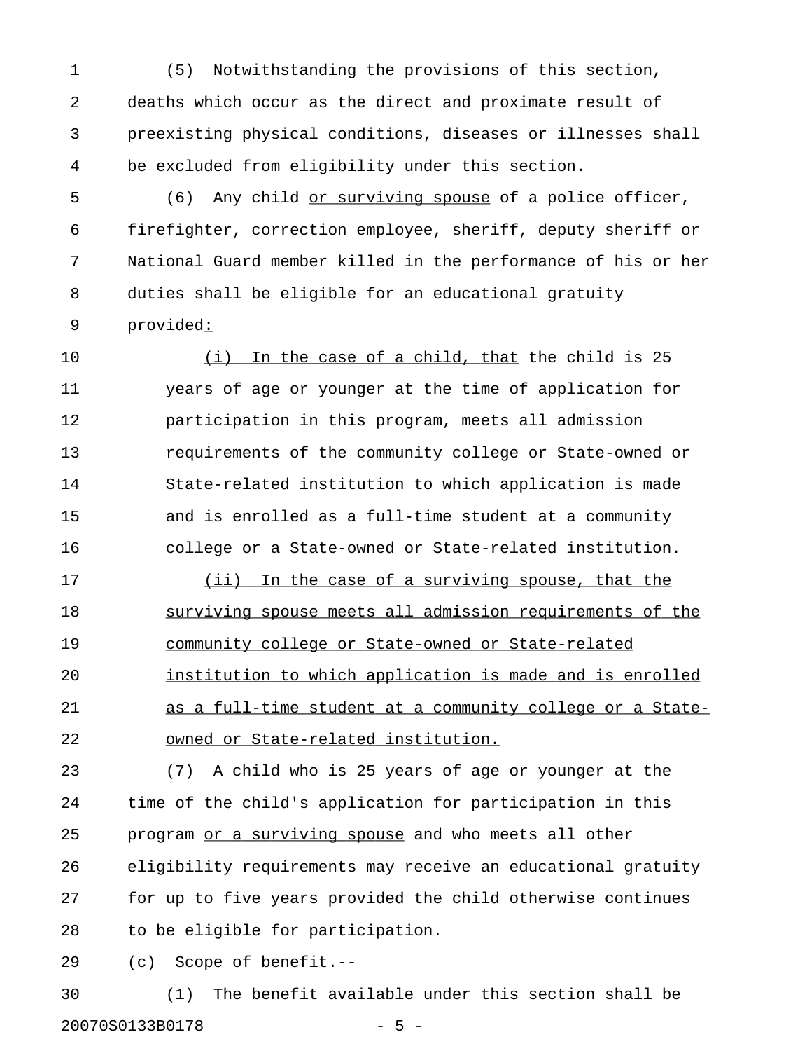(5) Notwithstanding the provisions of this section, deaths which occur as the direct and proximate result of preexisting physical conditions, diseases or illnesses shall be excluded from eligibility under this section.

(6) Any child <u>or surviving spouse</u> of a police officer, firefighter, correction employee, sheriff, deputy sheriff or National Guard member killed in the performance of his or her duties shall be eligible for an educational gratuity provided<u>:</u>

<u>(i) In the case of a child, that</u> the child is 25 years of age or younger at the time of application for participation in this program, meets all admission requirements of the community college or State-owned or State-related institution to which application is made and is enrolled as a full-time student at a community college or a State-owned or State-related institution.

<u>(ii) In the case of a surviving spouse, that the surviving spouse meets all admission requirements of the community college or State-owned or State-related institution to which application is made and is enrolled as a full-time student at a community college or a State-owned or State-related institution.</u>

(7) A child who is 25 years of age or younger at the time of the child's application for participation in this program <u>or a surviving spouse</u> and who meets all other eligibility requirements may receive an educational gratuity for up to five years provided the child otherwise continues to be eligible for participation.

(c) Scope of benefit.--

(1) The benefit available under this section shall be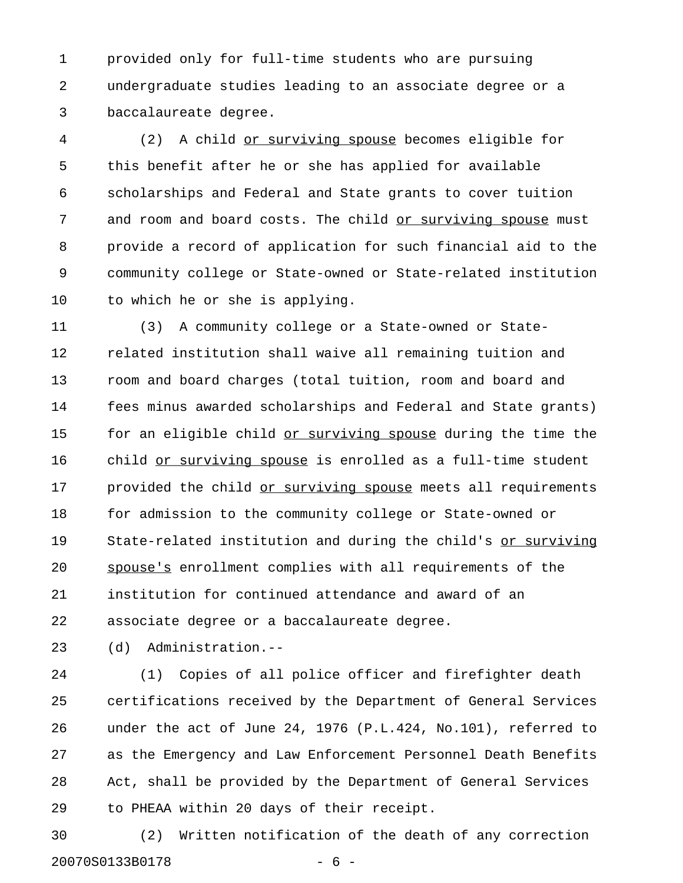provided only for full-time students who are pursuing undergraduate studies leading to an associate degree or a baccalaureate degree.

(2) A child <u>or surviving spouse</u> becomes eligible for this benefit after he or she has applied for available scholarships and Federal and State grants to cover tuition and room and board costs. The child <u>or surviving spouse</u> must provide a record of application for such financial aid to the community college or State-owned or State-related institution to which he or she is applying.

(3) A community college or a State-owned or State-related institution shall waive all remaining tuition and room and board charges (total tuition, room and board and fees minus awarded scholarships and Federal and State grants) for an eligible child <u>or surviving spouse</u> during the time the child <u>or surviving spouse</u> is enrolled as a full-time student provided the child <u>or surviving spouse</u> meets all requirements for admission to the community college or State-owned or State-related institution and during the child's <u>or surviving spouse's</u> enrollment complies with all requirements of the institution for continued attendance and award of an associate degree or a baccalaureate degree.

(d) Administration.--

(1) Copies of all police officer and firefighter death certifications received by the Department of General Services under the act of June 24, 1976 (P.L.424, No.101), referred to as the Emergency and Law Enforcement Personnel Death Benefits Act, shall be provided by the Department of General Services to PHEAA within 20 days of their receipt.

(2) Written notification of the death of any correction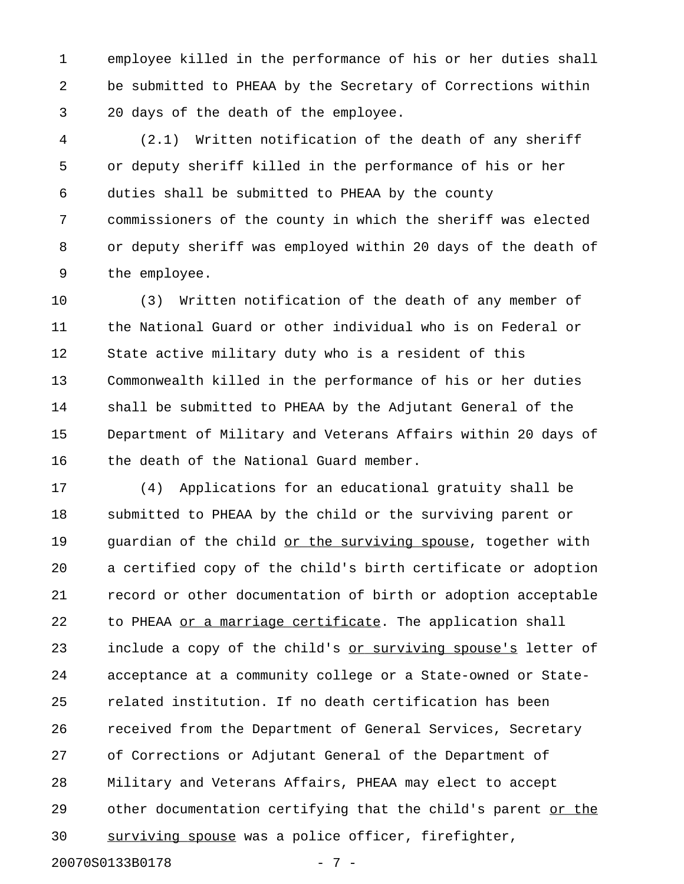employee killed in the performance of his or her duties shall be submitted to PHEAA by the Secretary of Corrections within 20 days of the death of the employee.

(2.1) Written notification of the death of any sheriff or deputy sheriff killed in the performance of his or her duties shall be submitted to PHEAA by the county commissioners of the county in which the sheriff was elected or deputy sheriff was employed within 20 days of the death of the employee.

(3) Written notification of the death of any member of the National Guard or other individual who is on Federal or State active military duty who is a resident of this Commonwealth killed in the performance of his or her duties shall be submitted to PHEAA by the Adjutant General of the Department of Military and Veterans Affairs within 20 days of the death of the National Guard member.

(4) Applications for an educational gratuity shall be submitted to PHEAA by the child or the surviving parent or guardian of the child <u>or the surviving spouse</u>, together with a certified copy of the child's birth certificate or adoption record or other documentation of birth or adoption acceptable to PHEAA <u>or a marriage certificate</u>. The application shall include a copy of the child's <u>or surviving spouse's</u> letter of acceptance at a community college or a State-owned or State-related institution. If no death certification has been received from the Department of General Services, Secretary of Corrections or Adjutant General of the Department of Military and Veterans Affairs, PHEAA may elect to accept other documentation certifying that the child's parent <u>or the surviving spouse</u> was a police officer, firefighter,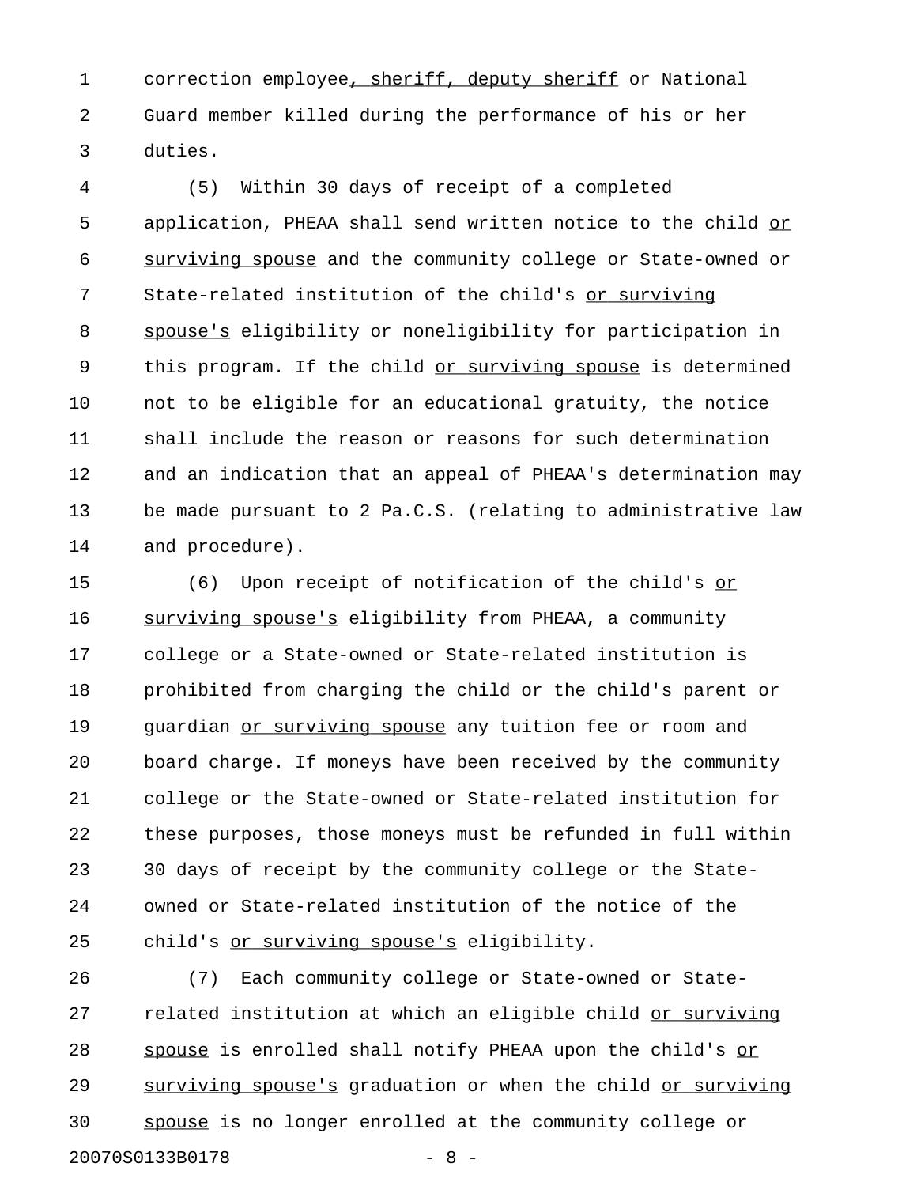correction employee, sheriff, deputy sheriff or National Guard member killed during the performance of his or her duties.

(5) Within 30 days of receipt of a completed application, PHEAA shall send written notice to the child or surviving spouse and the community college or State-owned or State-related institution of the child's or surviving spouse's eligibility or noneligibility for participation in this program. If the child or surviving spouse is determined not to be eligible for an educational gratuity, the notice shall include the reason or reasons for such determination and an indication that an appeal of PHEAA's determination may be made pursuant to 2 Pa.C.S. (relating to administrative law and procedure).

(6) Upon receipt of notification of the child's or surviving spouse's eligibility from PHEAA, a community college or a State-owned or State-related institution is prohibited from charging the child or the child's parent or guardian or surviving spouse any tuition fee or room and board charge. If moneys have been received by the community college or the State-owned or State-related institution for these purposes, those moneys must be refunded in full within 30 days of receipt by the community college or the State-owned or State-related institution of the notice of the child's or surviving spouse's eligibility.

(7) Each community college or State-owned or State-related institution at which an eligible child or surviving spouse is enrolled shall notify PHEAA upon the child's or surviving spouse's graduation or when the child or surviving spouse is no longer enrolled at the community college or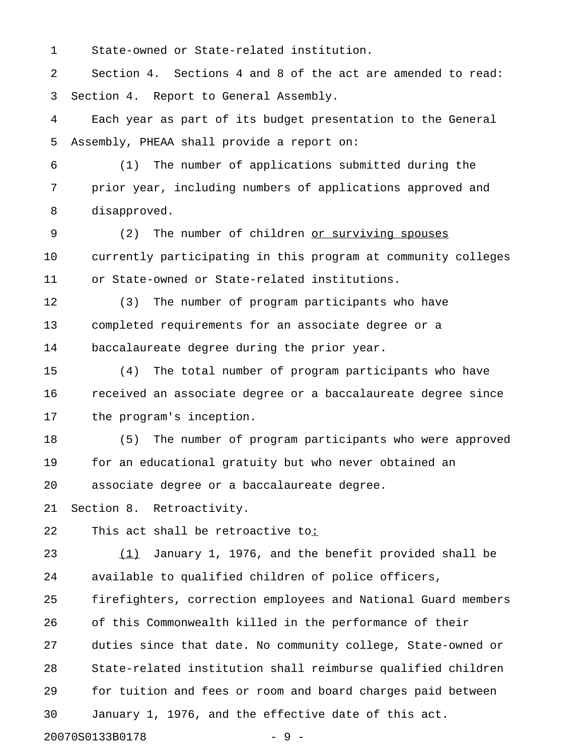State-owned or State-related institution.

Section 4. Sections 4 and 8 of the act are amended to read:

Section 4. Report to General Assembly.

Each year as part of its budget presentation to the General Assembly, PHEAA shall provide a report on:

(1) The number of applications submitted during the prior year, including numbers of applications approved and disapproved.

(2) The number of children <u>or surviving spouses</u> currently participating in this program at community colleges or State-owned or State-related institutions.

(3) The number of program participants who have completed requirements for an associate degree or a baccalaureate degree during the prior year.

(4) The total number of program participants who have received an associate degree or a baccalaureate degree since the program's inception.

(5) The number of program participants who were approved for an educational gratuity but who never obtained an associate degree or a baccalaureate degree.

Section 8. Retroactivity.

This act shall be retroactive to<u>:</u>

<u>(1)</u> January 1, 1976, and the benefit provided shall be available to qualified children of police officers, firefighters, correction employees and National Guard members of this Commonwealth killed in the performance of their duties since that date. No community college, State-owned or State-related institution shall reimburse qualified children for tuition and fees or room and board charges paid between January 1, 1976, and the effective date of this act.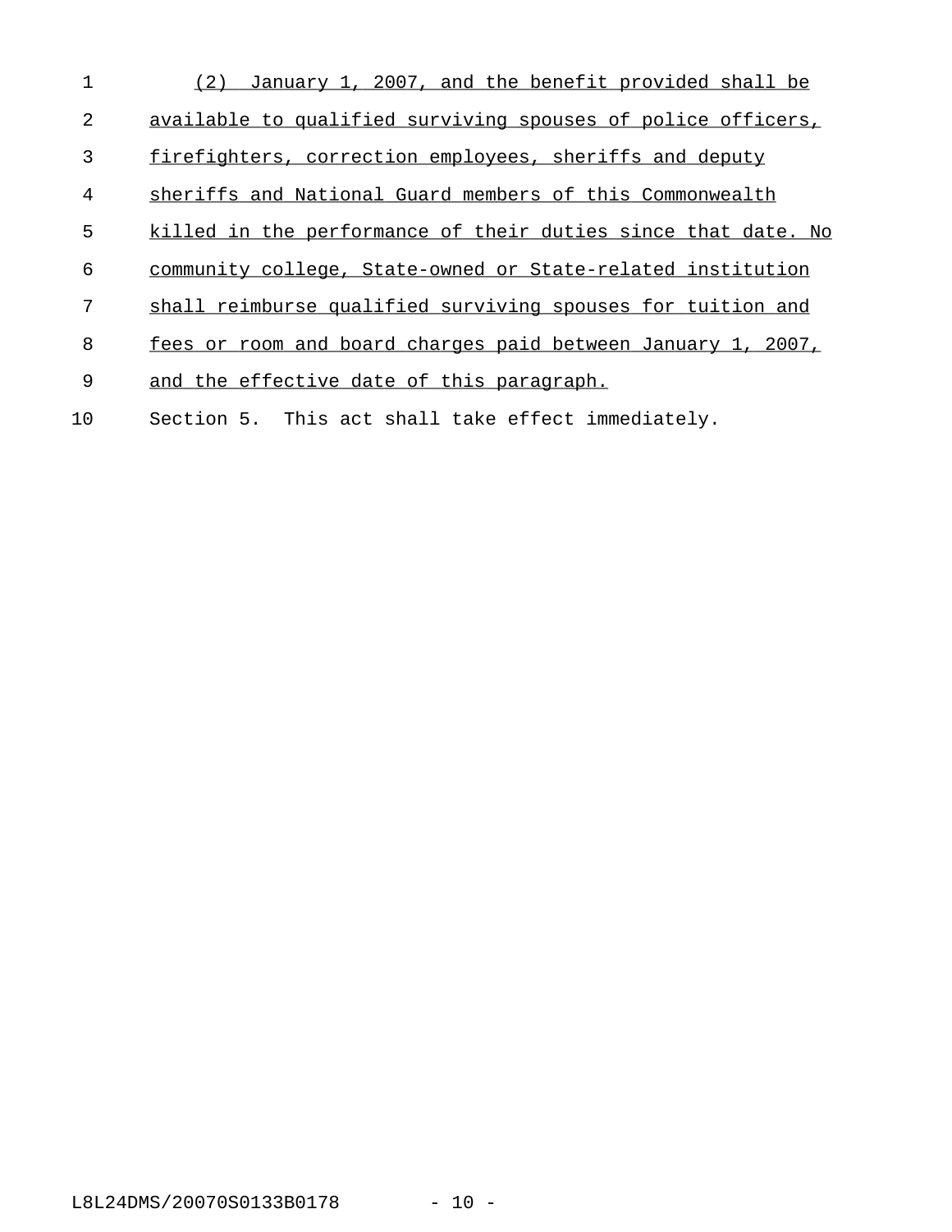(2) January 1, 2007, and the benefit provided shall be available to qualified surviving spouses of police officers, firefighters, correction employees, sheriffs and deputy sheriffs and National Guard members of this Commonwealth killed in the performance of their duties since that date. No community college, State-owned or State-related institution shall reimburse qualified surviving spouses for tuition and fees or room and board charges paid between January 1, 2007, and the effective date of this paragraph.

Section 5. This act shall take effect immediately.